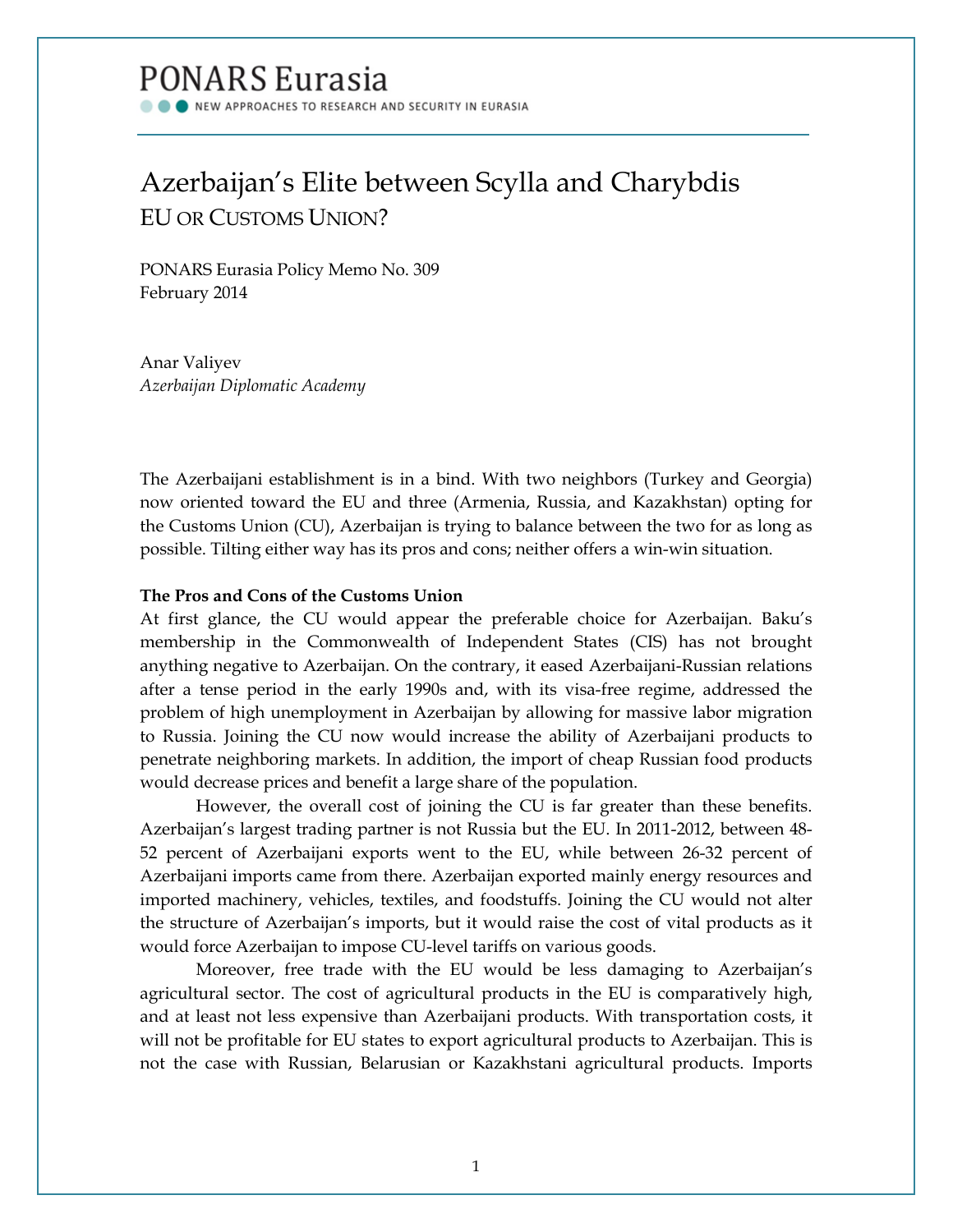PONARS Eurasia

NEW APPROACHES TO RESEARCH AND SECURITY IN EURASIA

# Azerbaijan's Elite between Scylla and Charybdis

## EU OR CUSTOMS UNION?

PONARS Eurasia Policy Memo No. 309
February 2014

Anar Valiyev
*Azerbaijan Diplomatic Academy*

The Azerbaijani establishment is in a bind. With two neighbors (Turkey and Georgia) now oriented toward the EU and three (Armenia, Russia, and Kazakhstan) opting for the Customs Union (CU), Azerbaijan is trying to balance between the two for as long as possible. Tilting either way has its pros and cons; neither offers a win-win situation.

**The Pros and Cons of the Customs Union**

At first glance, the CU would appear the preferable choice for Azerbaijan. Baku's membership in the Commonwealth of Independent States (CIS) has not brought anything negative to Azerbaijan. On the contrary, it eased Azerbaijani-Russian relations after a tense period in the early 1990s and, with its visa-free regime, addressed the problem of high unemployment in Azerbaijan by allowing for massive labor migration to Russia. Joining the CU now would increase the ability of Azerbaijani products to penetrate neighboring markets. In addition, the import of cheap Russian food products would decrease prices and benefit a large share of the population.

However, the overall cost of joining the CU is far greater than these benefits. Azerbaijan's largest trading partner is not Russia but the EU. In 2011-2012, between 48-52 percent of Azerbaijani exports went to the EU, while between 26-32 percent of Azerbaijani imports came from there. Azerbaijan exported mainly energy resources and imported machinery, vehicles, textiles, and foodstuffs. Joining the CU would not alter the structure of Azerbaijan's imports, but it would raise the cost of vital products as it would force Azerbaijan to impose CU-level tariffs on various goods.

Moreover, free trade with the EU would be less damaging to Azerbaijan's agricultural sector. The cost of agricultural products in the EU is comparatively high, and at least not less expensive than Azerbaijani products. With transportation costs, it will not be profitable for EU states to export agricultural products to Azerbaijan. This is not the case with Russian, Belarusian or Kazakhstani agricultural products. Imports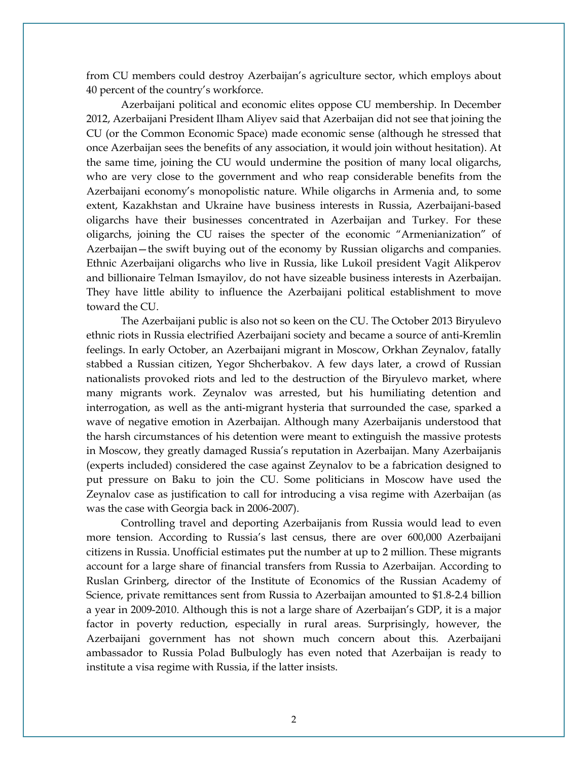from CU members could destroy Azerbaijan's agriculture sector, which employs about 40 percent of the country's workforce.

Azerbaijani political and economic elites oppose CU membership. In December 2012, Azerbaijani President Ilham Aliyev said that Azerbaijan did not see that joining the CU (or the Common Economic Space) made economic sense (although he stressed that once Azerbaijan sees the benefits of any association, it would join without hesitation). At the same time, joining the CU would undermine the position of many local oligarchs, who are very close to the government and who reap considerable benefits from the Azerbaijani economy's monopolistic nature. While oligarchs in Armenia and, to some extent, Kazakhstan and Ukraine have business interests in Russia, Azerbaijani-based oligarchs have their businesses concentrated in Azerbaijan and Turkey. For these oligarchs, joining the CU raises the specter of the economic "Armenianization" of Azerbaijan—the swift buying out of the economy by Russian oligarchs and companies. Ethnic Azerbaijani oligarchs who live in Russia, like Lukoil president Vagit Alikperov and billionaire Telman Ismayilov, do not have sizeable business interests in Azerbaijan. They have little ability to influence the Azerbaijani political establishment to move toward the CU.

The Azerbaijani public is also not so keen on the CU. The October 2013 Biryulevo ethnic riots in Russia electrified Azerbaijani society and became a source of anti-Kremlin feelings. In early October, an Azerbaijani migrant in Moscow, Orkhan Zeynalov, fatally stabbed a Russian citizen, Yegor Shcherbakov. A few days later, a crowd of Russian nationalists provoked riots and led to the destruction of the Biryulevo market, where many migrants work. Zeynalov was arrested, but his humiliating detention and interrogation, as well as the anti-migrant hysteria that surrounded the case, sparked a wave of negative emotion in Azerbaijan. Although many Azerbaijanis understood that the harsh circumstances of his detention were meant to extinguish the massive protests in Moscow, they greatly damaged Russia's reputation in Azerbaijan. Many Azerbaijanis (experts included) considered the case against Zeynalov to be a fabrication designed to put pressure on Baku to join the CU. Some politicians in Moscow have used the Zeynalov case as justification to call for introducing a visa regime with Azerbaijan (as was the case with Georgia back in 2006-2007).

Controlling travel and deporting Azerbaijanis from Russia would lead to even more tension. According to Russia's last census, there are over 600,000 Azerbaijani citizens in Russia. Unofficial estimates put the number at up to 2 million. These migrants account for a large share of financial transfers from Russia to Azerbaijan. According to Ruslan Grinberg, director of the Institute of Economics of the Russian Academy of Science, private remittances sent from Russia to Azerbaijan amounted to $1.8-2.4 billion a year in 2009-2010. Although this is not a large share of Azerbaijan's GDP, it is a major factor in poverty reduction, especially in rural areas. Surprisingly, however, the Azerbaijani government has not shown much concern about this. Azerbaijani ambassador to Russia Polad Bulbulogly has even noted that Azerbaijan is ready to institute a visa regime with Russia, if the latter insists.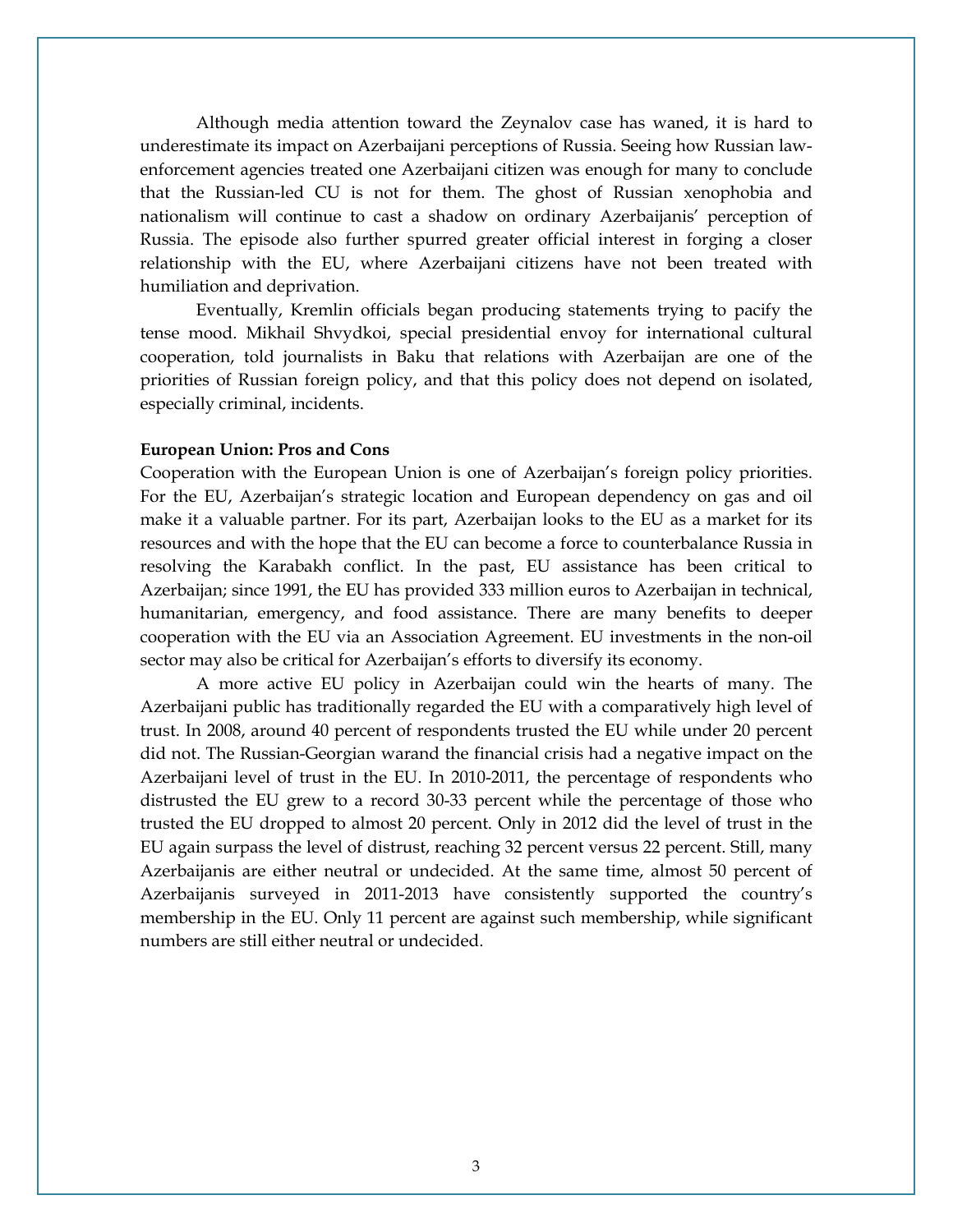Although media attention toward the Zeynalov case has waned, it is hard to underestimate its impact on Azerbaijani perceptions of Russia. Seeing how Russian law-enforcement agencies treated one Azerbaijani citizen was enough for many to conclude that the Russian-led CU is not for them. The ghost of Russian xenophobia and nationalism will continue to cast a shadow on ordinary Azerbaijanis' perception of Russia. The episode also further spurred greater official interest in forging a closer relationship with the EU, where Azerbaijani citizens have not been treated with humiliation and deprivation.

Eventually, Kremlin officials began producing statements trying to pacify the tense mood. Mikhail Shvydkoi, special presidential envoy for international cultural cooperation, told journalists in Baku that relations with Azerbaijan are one of the priorities of Russian foreign policy, and that this policy does not depend on isolated, especially criminal, incidents.

**European Union: Pros and Cons**

Cooperation with the European Union is one of Azerbaijan's foreign policy priorities. For the EU, Azerbaijan's strategic location and European dependency on gas and oil make it a valuable partner. For its part, Azerbaijan looks to the EU as a market for its resources and with the hope that the EU can become a force to counterbalance Russia in resolving the Karabakh conflict. In the past, EU assistance has been critical to Azerbaijan; since 1991, the EU has provided 333 million euros to Azerbaijan in technical, humanitarian, emergency, and food assistance. There are many benefits to deeper cooperation with the EU via an Association Agreement. EU investments in the non-oil sector may also be critical for Azerbaijan's efforts to diversify its economy.

A more active EU policy in Azerbaijan could win the hearts of many. The Azerbaijani public has traditionally regarded the EU with a comparatively high level of trust. In 2008, around 40 percent of respondents trusted the EU while under 20 percent did not. The Russian-Georgian warand the financial crisis had a negative impact on the Azerbaijani level of trust in the EU. In 2010-2011, the percentage of respondents who distrusted the EU grew to a record 30-33 percent while the percentage of those who trusted the EU dropped to almost 20 percent. Only in 2012 did the level of trust in the EU again surpass the level of distrust, reaching 32 percent versus 22 percent. Still, many Azerbaijanis are either neutral or undecided. At the same time, almost 50 percent of Azerbaijanis surveyed in 2011-2013 have consistently supported the country's membership in the EU. Only 11 percent are against such membership, while significant numbers are still either neutral or undecided.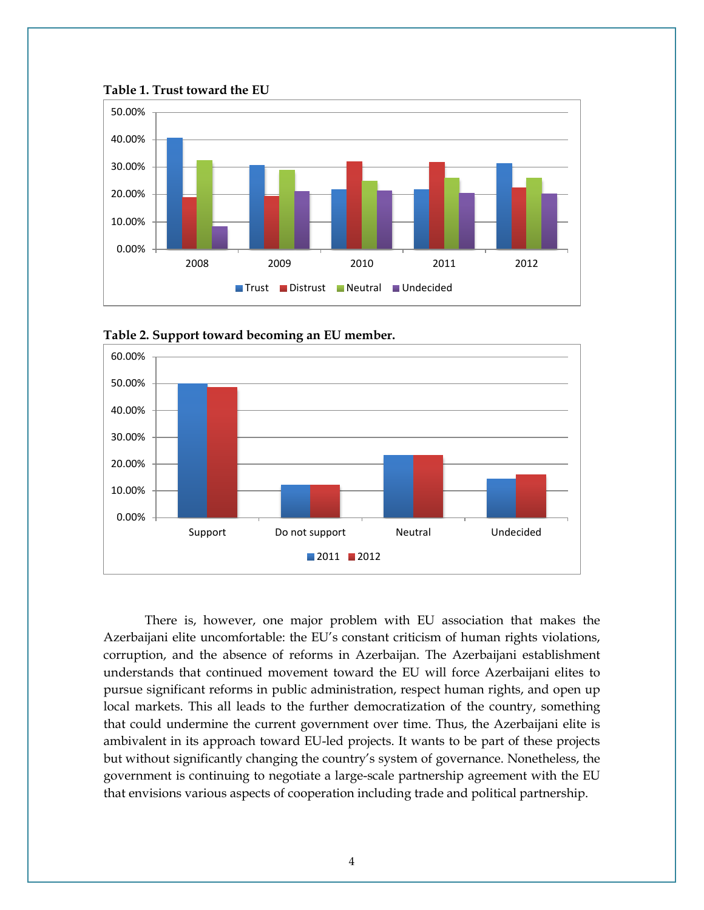**Table 1. Trust toward the EU**

**Table 2. Support toward becoming an EU member.**

There is, however, one major problem with EU association that makes the Azerbaijani elite uncomfortable: the EU's constant criticism of human rights violations, corruption, and the absence of reforms in Azerbaijan. The Azerbaijani establishment understands that continued movement toward the EU will force Azerbaijani elites to pursue significant reforms in public administration, respect human rights, and open up local markets. This all leads to the further democratization of the country, something that could undermine the current government over time. Thus, the Azerbaijani elite is ambivalent in its approach toward EU-led projects. It wants to be part of these projects but without significantly changing the country's system of governance. Nonetheless, the government is continuing to negotiate a large-scale partnership agreement with the EU that envisions various aspects of cooperation including trade and political partnership.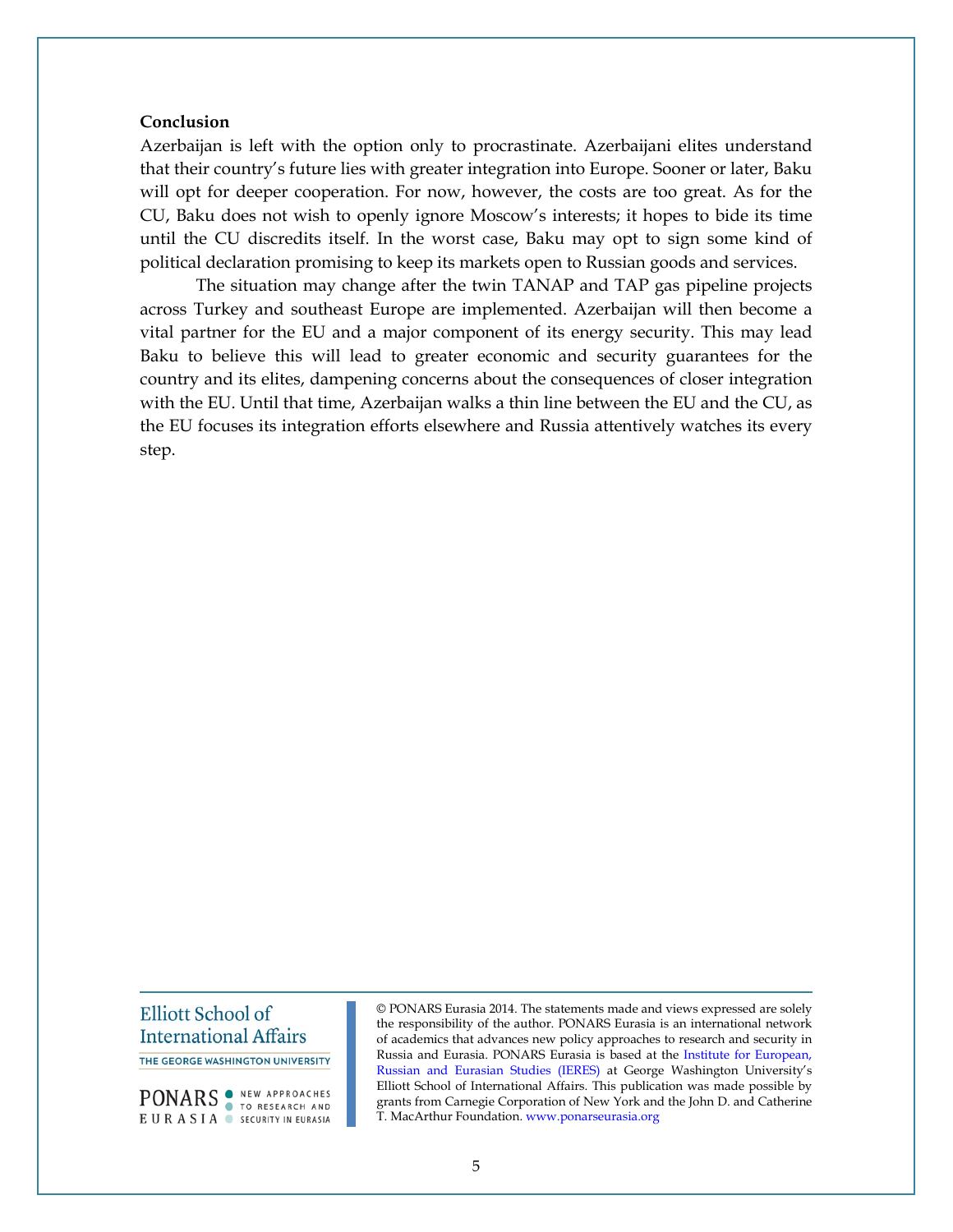**Conclusion**

Azerbaijan is left with the option only to procrastinate. Azerbaijani elites understand that their country's future lies with greater integration into Europe. Sooner or later, Baku will opt for deeper cooperation. For now, however, the costs are too great. As for the CU, Baku does not wish to openly ignore Moscow's interests; it hopes to bide its time until the CU discredits itself. In the worst case, Baku may opt to sign some kind of political declaration promising to keep its markets open to Russian goods and services.

The situation may change after the twin TANAP and TAP gas pipeline projects across Turkey and southeast Europe are implemented. Azerbaijan will then become a vital partner for the EU and a major component of its energy security. This may lead Baku to believe this will lead to greater economic and security guarantees for the country and its elites, dampening concerns about the consequences of closer integration with the EU. Until that time, Azerbaijan walks a thin line between the EU and the CU, as the EU focuses its integration efforts elsewhere and Russia attentively watches its every step.

Elliott School of International Affairs
THE GEORGE WASHINGTON UNIVERSITY

PONARS EURASIA — NEW APPROACHES TO RESEARCH AND SECURITY IN EURASIA

© PONARS Eurasia 2014. The statements made and views expressed are solely the responsibility of the author. PONARS Eurasia is an international network of academics that advances new policy approaches to research and security in Russia and Eurasia. PONARS Eurasia is based at the Institute for European, Russian and Eurasian Studies (IERES) at George Washington University's Elliott School of International Affairs. This publication was made possible by grants from Carnegie Corporation of New York and the John D. and Catherine T. MacArthur Foundation. www.ponarseurasia.org